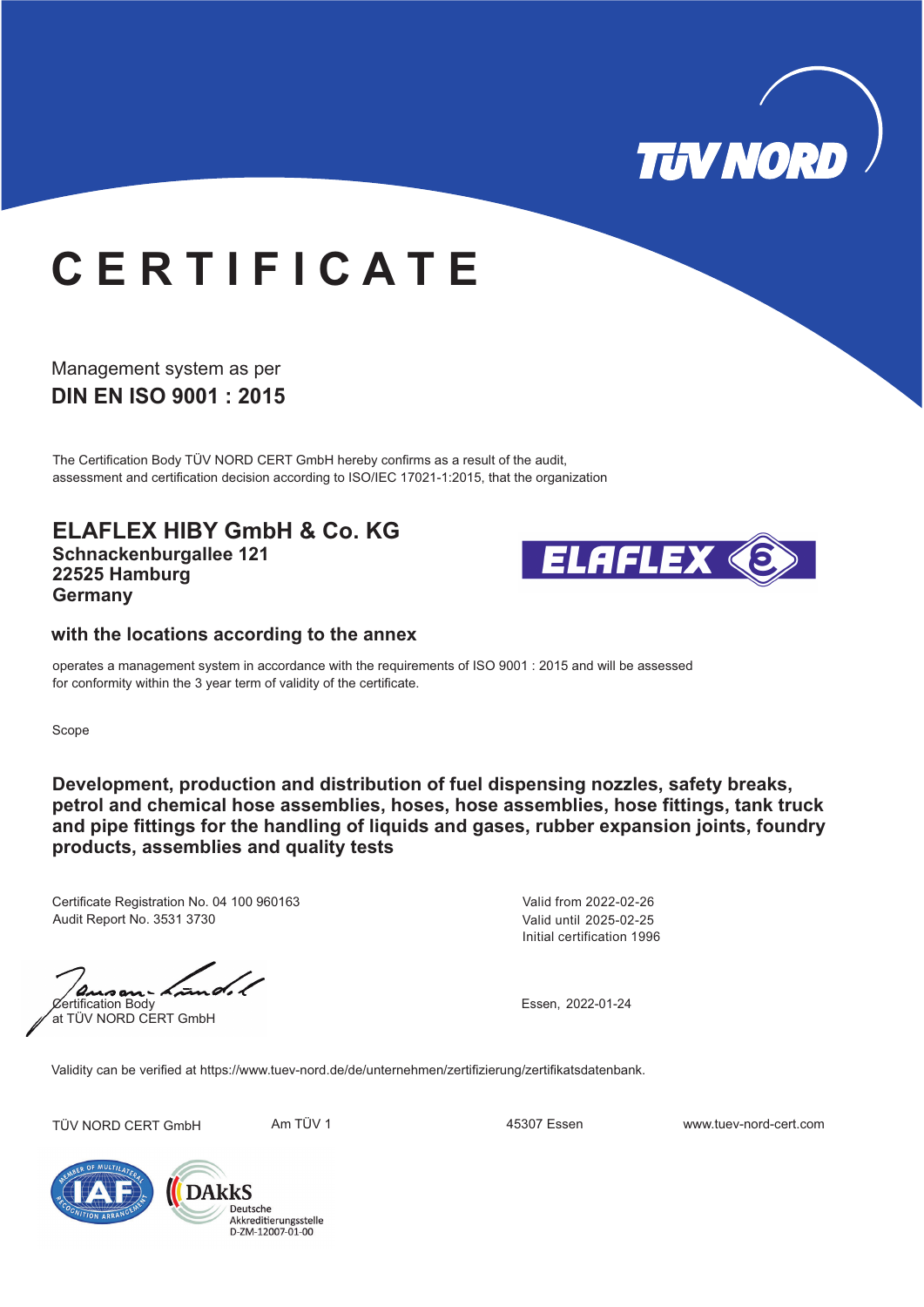TÜV NORD

# CERTIFICATE

Management system as per

**DIN EN ISO 9001 : 2015**

The Certification Body TÜV NORD CERT GmbH hereby confirms as a result of the audit, assessment and certification decision according to ISO/IEC 17021-1:2015, that the organization

## ELAFLEX HIBY GmbH & Co. KG

**Schnackenburgallee 121**
**22525 Hamburg**
**Germany**

ELAFLEX

**with the locations according to the annex**

operates a management system in accordance with the requirements of ISO 9001 : 2015 and will be assessed for conformity within the 3 year term of validity of the certificate.

Scope

**Development, production and distribution of fuel dispensing nozzles, safety breaks, petrol and chemical hose assemblies, hoses, hose assemblies, hose fittings, tank truck and pipe fittings for the handling of liquids and gases, rubber expansion joints, foundry products, assemblies and quality tests**

Certificate Registration No. 04 100 960163
Audit Report No. 3531 3730

Valid from 2022-02-26
Valid until 2025-02-25
Initial certification 1996

Certification Body
at TÜV NORD CERT GmbH

Essen, 2022-01-24

Validity can be verified at https://www.tuev-nord.de/de/unternehmen/zertifizierung/zertifikatsdatenbank.

TÜV NORD CERT GmbH | Am TÜV 1 | 45307 Essen | www.tuev-nord-cert.com

IAF – Member of Multilateral Recognition Arrangement

DAkkS Deutsche Akkreditierungsstelle D-ZM-12007-01-00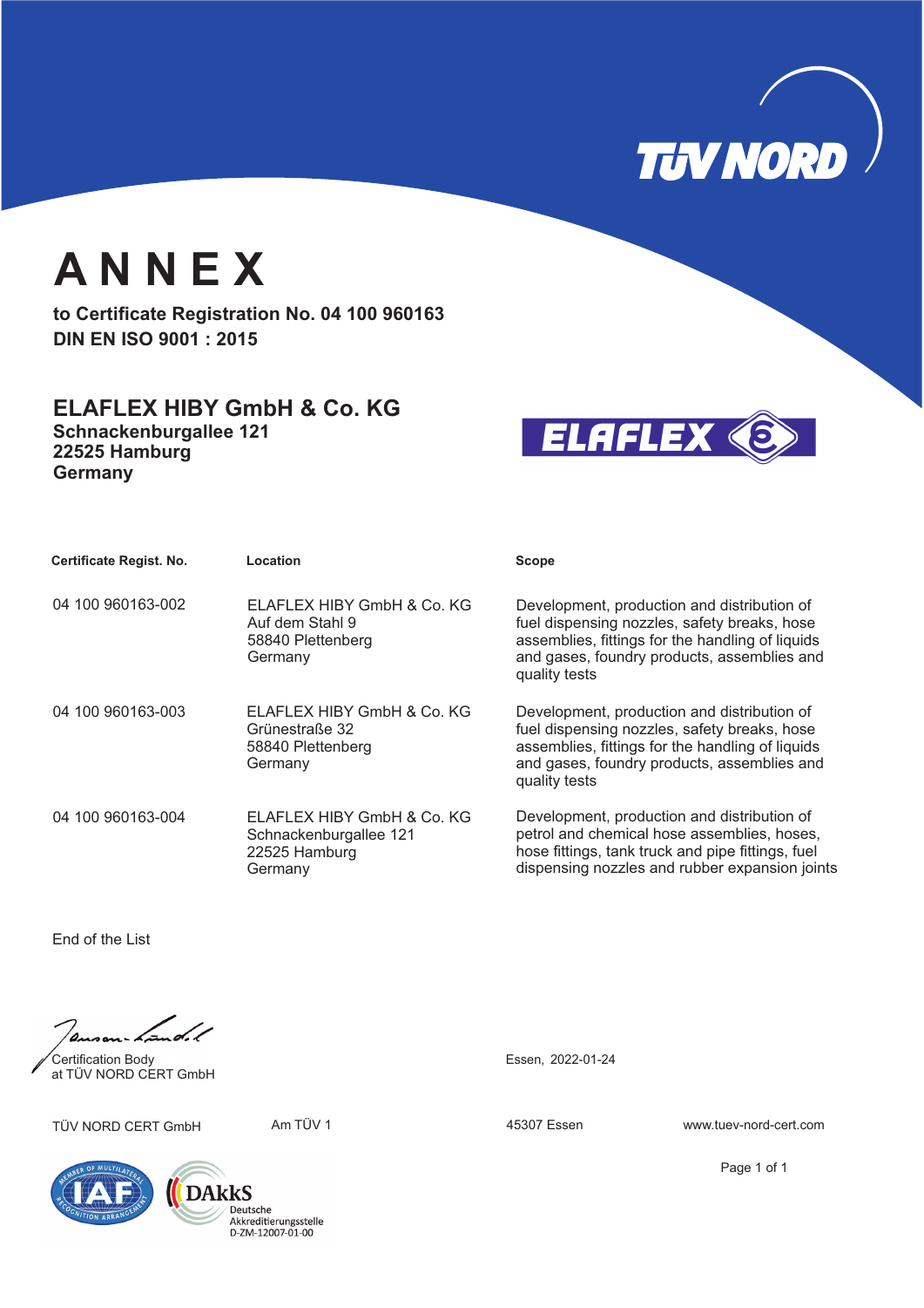# ANNEX

**to Certificate Registration No. 04 100 960163**
**DIN EN ISO 9001 : 2015**

## ELAFLEX HIBY GmbH & Co. KG

**Schnackenburgallee 121**
**22525 Hamburg**
**Germany**

| Certificate Regist. No. | Location | Scope |
|---|---|---|
| 04 100 960163-002 | ELAFLEX HIBY GmbH & Co. KG<br>Auf dem Stahl 9<br>58840 Plettenberg<br>Germany | Development, production and distribution of fuel dispensing nozzles, safety breaks, hose assemblies, fittings for the handling of liquids and gases, foundry products, assemblies and quality tests |
| 04 100 960163-003 | ELAFLEX HIBY GmbH & Co. KG<br>Grünestraße 32<br>58840 Plettenberg<br>Germany | Development, production and distribution of fuel dispensing nozzles, safety breaks, hose assemblies, fittings for the handling of liquids and gases, foundry products, assemblies and quality tests |
| 04 100 960163-004 | ELAFLEX HIBY GmbH & Co. KG<br>Schnackenburgallee 121<br>22525 Hamburg<br>Germany | Development, production and distribution of petrol and chemical hose assemblies, hoses, hose fittings, tank truck and pipe fittings, fuel dispensing nozzles and rubber expansion joints |

End of the List

Certification Body
at TÜV NORD CERT GmbH

Essen, 2022-01-24

TÜV NORD CERT GmbH Am TÜV 1 45307 Essen www.tuev-nord-cert.com

DAkkS Deutsche Akkreditierungsstelle D-ZM-12007-01-00